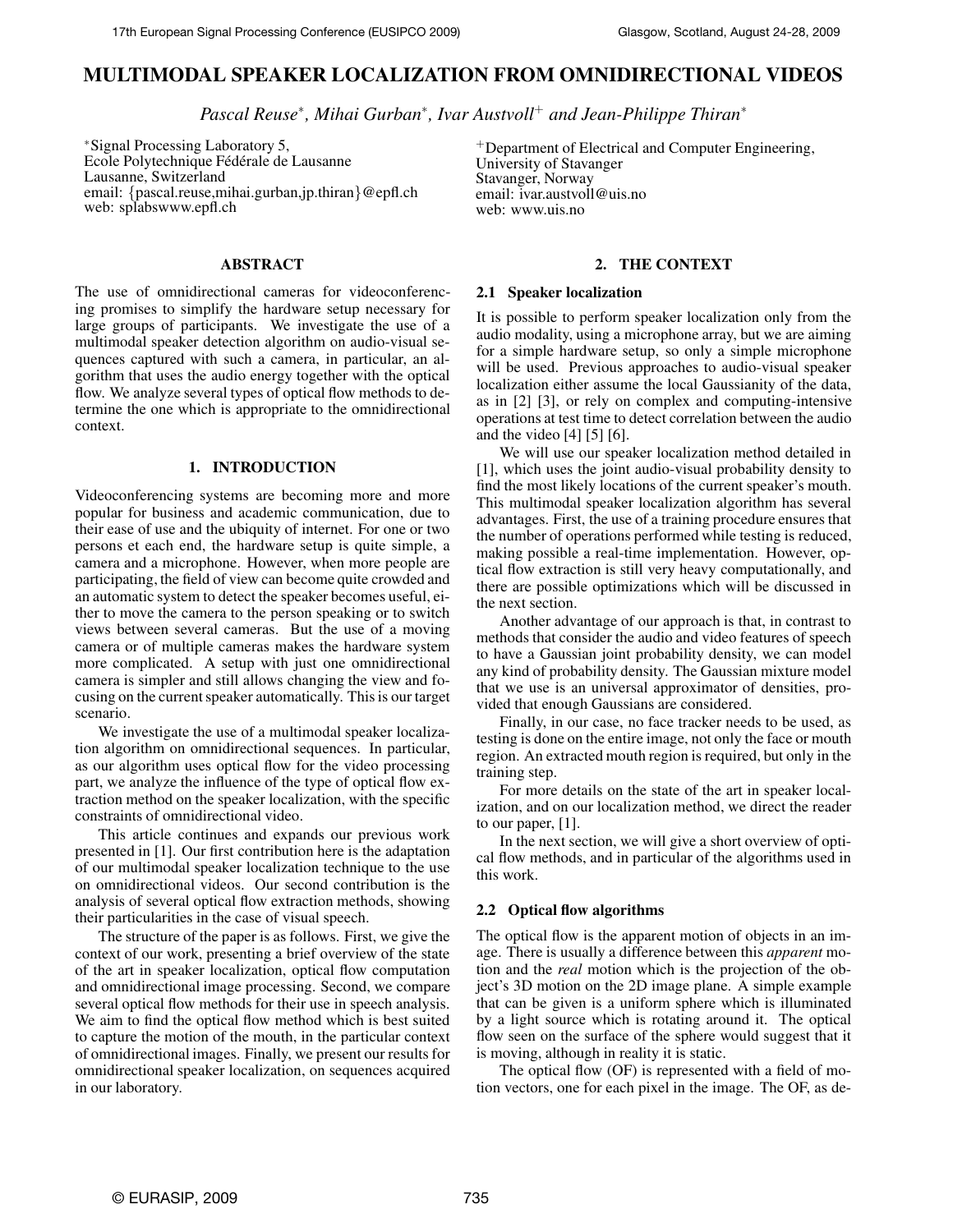# MULTIMODAL SPEAKER LOCALIZATION FROM OMNIDIRECTIONAL VIDEOS

*Pascal Reuse*[*], *Mihai Gurban*[*], *Ivar Austvoll*[+] *and Jean-Philippe Thiran*[*]

[*]Signal Processing Laboratory 5,
Ecole Polytechnique Fédérale de Lausanne
Lausanne, Switzerland
email: {pascal.reuse,mihai.gurban,jp.thiran}@epfl.ch
web: splabswww.epfl.ch

[+]Department of Electrical and Computer Engineering,
University of Stavanger
Stavanger, Norway
email: ivar.austvoll@uis.no
web: www.uis.no

## ABSTRACT

The use of omnidirectional cameras for videoconferencing promises to simplify the hardware setup necessary for large groups of participants. We investigate the use of a multimodal speaker detection algorithm on audio-visual sequences captured with such a camera, in particular, an algorithm that uses the audio energy together with the optical flow. We analyze several types of optical flow methods to determine the one which is appropriate to the omnidirectional context.

## 1. INTRODUCTION

Videoconferencing systems are becoming more and more popular for business and academic communication, due to their ease of use and the ubiquity of internet. For one or two persons et each end, the hardware setup is quite simple, a camera and a microphone. However, when more people are participating, the field of view can become quite crowded and an automatic system to detect the speaker becomes useful, either to move the camera to the person speaking or to switch views between several cameras. But the use of a moving camera or of multiple cameras makes the hardware system more complicated. A setup with just one omnidirectional camera is simpler and still allows changing the view and focusing on the current speaker automatically. This is our target scenario.

We investigate the use of a multimodal speaker localization algorithm on omnidirectional sequences. In particular, as our algorithm uses optical flow for the video processing part, we analyze the influence of the type of optical flow extraction method on the speaker localization, with the specific constraints of omnidirectional video.

This article continues and expands our previous work presented in [1]. Our first contribution here is the adaptation of our multimodal speaker localization technique to the use on omnidirectional videos. Our second contribution is the analysis of several optical flow extraction methods, showing their particularities in the case of visual speech.

The structure of the paper is as follows. First, we give the context of our work, presenting a brief overview of the state of the art in speaker localization, optical flow computation and omnidirectional image processing. Second, we compare several optical flow methods for their use in speech analysis. We aim to find the optical flow method which is best suited to capture the motion of the mouth, in the particular context of omnidirectional images. Finally, we present our results for omnidirectional speaker localization, on sequences acquired in our laboratory.

## 2. THE CONTEXT

### 2.1 Speaker localization

It is possible to perform speaker localization only from the audio modality, using a microphone array, but we are aiming for a simple hardware setup, so only a simple microphone will be used. Previous approaches to audio-visual speaker localization either assume the local Gaussianity of the data, as in [2] [3], or rely on complex and computing-intensive operations at test time to detect correlation between the audio and the video [4] [5] [6].

We will use our speaker localization method detailed in [1], which uses the joint audio-visual probability density to find the most likely locations of the current speaker's mouth. This multimodal speaker localization algorithm has several advantages. First, the use of a training procedure ensures that the number of operations performed while testing is reduced, making possible a real-time implementation. However, optical flow extraction is still very heavy computationally, and there are possible optimizations which will be discussed in the next section.

Another advantage of our approach is that, in contrast to methods that consider the audio and video features of speech to have a Gaussian joint probability density, we can model any kind of probability density. The Gaussian mixture model that we use is an universal approximator of densities, provided that enough Gaussians are considered.

Finally, in our case, no face tracker needs to be used, as testing is done on the entire image, not only the face or mouth region. An extracted mouth region is required, but only in the training step.

For more details on the state of the art in speaker localization, and on our localization method, we direct the reader to our paper, [1].

In the next section, we will give a short overview of optical flow methods, and in particular of the algorithms used in this work.

### 2.2 Optical flow algorithms

The optical flow is the apparent motion of objects in an image. There is usually a difference between this *apparent* motion and the *real* motion which is the projection of the object's 3D motion on the 2D image plane. A simple example that can be given is a uniform sphere which is illuminated by a light source which is rotating around it. The optical flow seen on the surface of the sphere would suggest that it is moving, although in reality it is static.

The optical flow (OF) is represented with a field of motion vectors, one for each pixel in the image. The OF, as de-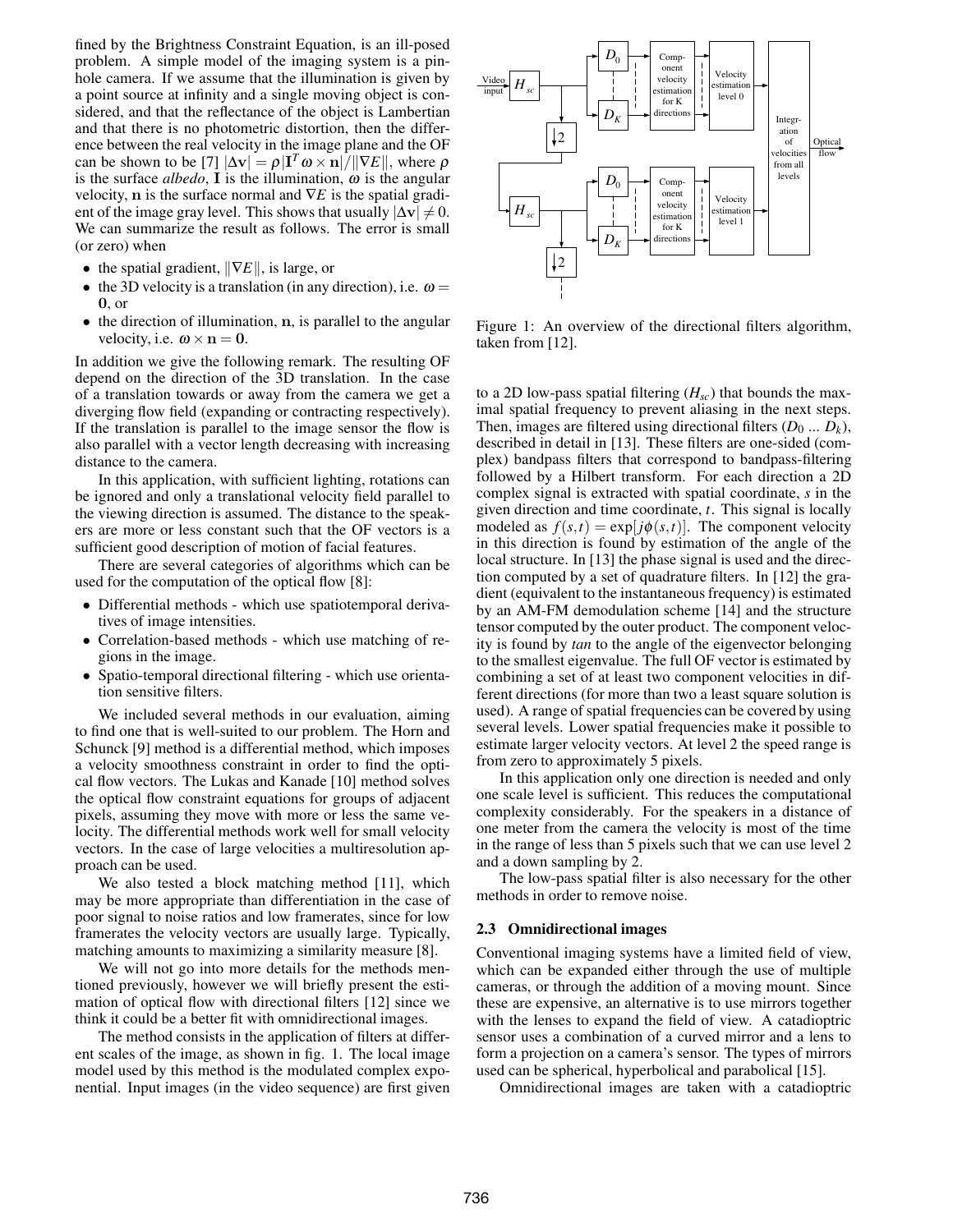fined by the Brightness Constraint Equation, is an ill-posed problem. A simple model of the imaging system is a pinhole camera. If we assume that the illumination is given by a point source at infinity and a single moving object is considered, and that the reflectance of the object is Lambertian and that there is no photometric distortion, then the difference between the real velocity in the image plane and the OF can be shown to be [7] $|\Delta \mathbf{v}| = \rho |\mathbf{I}^T \omega \times \mathbf{n}| / \|\nabla E\|$, where $\rho$ is the surface *albedo*, $\mathbf{I}$ is the illumination, $\omega$ is the angular velocity, $\mathbf{n}$ is the surface normal and $\nabla E$ is the spatial gradient of the image gray level. This shows that usually $|\Delta \mathbf{v}| \neq 0$. We can summarize the result as follows. The error is small (or zero) when

- the spatial gradient, $\|\nabla E\|$, is large, or
- the 3D velocity is a translation (in any direction), i.e. $\omega = \mathbf{0}$, or
- the direction of illumination, $\mathbf{n}$, is parallel to the angular velocity, i.e. $\omega \times \mathbf{n} = \mathbf{0}$.

In addition we give the following remark. The resulting OF depend on the direction of the 3D translation. In the case of a translation towards or away from the camera we get a diverging flow field (expanding or contracting respectively). If the translation is parallel to the image sensor the flow is also parallel with a vector length decreasing with increasing distance to the camera.

In this application, with sufficient lighting, rotations can be ignored and only a translational velocity field parallel to the viewing direction is assumed. The distance to the speakers are more or less constant such that the OF vectors is a sufficient good description of motion of facial features.

There are several categories of algorithms which can be used for the computation of the optical flow [8]:

- Differential methods - which use spatiotemporal derivatives of image intensities.
- Correlation-based methods - which use matching of regions in the image.
- Spatio-temporal directional filtering - which use orientation sensitive filters.

We included several methods in our evaluation, aiming to find one that is well-suited to our problem. The Horn and Schunck [9] method is a differential method, which imposes a velocity smoothness constraint in order to find the optical flow vectors. The Lukas and Kanade [10] method solves the optical flow constraint equations for groups of adjacent pixels, assuming they move with more or less the same velocity. The differential methods work well for small velocity vectors. In the case of large velocities a multiresolution approach can be used.

We also tested a block matching method [11], which may be more appropriate than differentiation in the case of poor signal to noise ratios and low framerates, since for low framerates the velocity vectors are usually large. Typically, matching amounts to maximizing a similarity measure [8].

We will not go into more details for the methods mentioned previously, however we will briefly present the estimation of optical flow with directional filters [12] since we think it could be a better fit with omnidirectional images.

The method consists in the application of filters at different scales of the image, as shown in fig. 1. The local image model used by this method is the modulated complex exponential. Input images (in the video sequence) are first given to a 2D low-pass spatial filtering ($H_{sc}$) that bounds the maximal spatial frequency to prevent aliasing in the next steps. Then, images are filtered using directional filters ($D_0$ ... $D_k$), described in detail in [13]. These filters are one-sided (complex) bandpass filters that correspond to bandpass-filtering followed by a Hilbert transform. For each direction a 2D complex signal is extracted with spatial coordinate, $s$ in the given direction and time coordinate, $t$. This signal is locally modeled as $f(s,t) = \exp[j\phi(s,t)]$. The component velocity in this direction is found by estimation of the angle of the local structure. In [13] the phase signal is used and the direction computed by a set of quadrature filters. In [12] the gradient (equivalent to the instantaneous frequency) is estimated by an AM-FM demodulation scheme [14] and the structure tensor computed by the outer product. The component velocity is found by *tan* to the angle of the eigenvector belonging to the smallest eigenvalue. The full OF vector is estimated by combining a set of at least two component velocities in different directions (for more than two a least square solution is used). A range of spatial frequencies can be covered by using several levels. Lower spatial frequencies make it possible to estimate larger velocity vectors. At level 2 the speed range is from zero to approximately 5 pixels.

Figure 1: An overview of the directional filters algorithm, taken from [12].

In this application only one direction is needed and only one scale level is sufficient. This reduces the computational complexity considerably. For the speakers in a distance of one meter from the camera the velocity is most of the time in the range of less than 5 pixels such that we can use level 2 and a down sampling by 2.

The low-pass spatial filter is also necessary for the other methods in order to remove noise.

### 2.3 Omnidirectional images

Conventional imaging systems have a limited field of view, which can be expanded either through the use of multiple cameras, or through the addition of a moving mount. Since these are expensive, an alternative is to use mirrors together with the lenses to expand the field of view. A catadioptric sensor uses a combination of a curved mirror and a lens to form a projection on a camera's sensor. The types of mirrors used can be spherical, hyperbolical and parabolical [15].

Omnidirectional images are taken with a catadioptric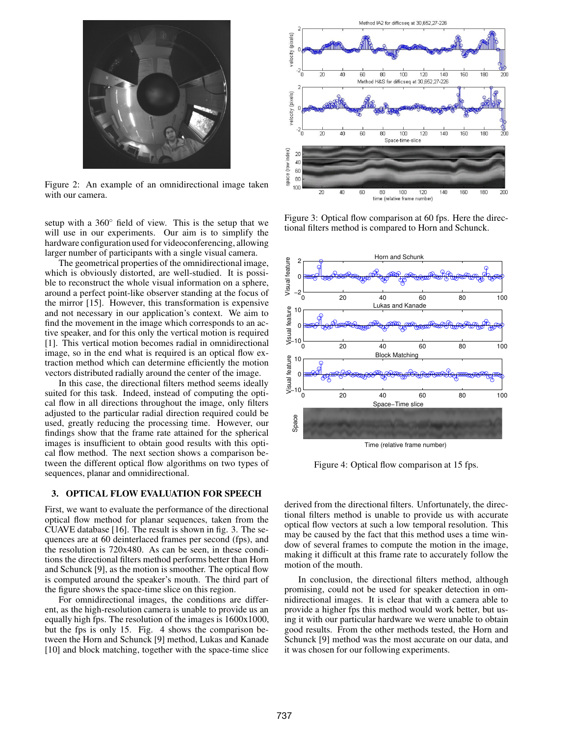Figure 2: An example of an omnidirectional image taken with our camera.

setup with a 360° field of view. This is the setup that we will use in our experiments. Our aim is to simplify the hardware configuration used for videoconferencing, allowing larger number of participants with a single visual camera.

The geometrical properties of the omnidirectional image, which is obviously distorted, are well-studied. It is possible to reconstruct the whole visual information on a sphere, around a perfect point-like observer standing at the focus of the mirror [15]. However, this transformation is expensive and not necessary in our application's context. We aim to find the movement in the image which corresponds to an active speaker, and for this only the vertical motion is required [1]. This vertical motion becomes radial in omnidirectional image, so in the end what is required is an optical flow extraction method which can determine efficiently the motion vectors distributed radially around the center of the image.

In this case, the directional filters method seems ideally suited for this task. Indeed, instead of computing the optical flow in all directions throughout the image, only filters adjusted to the particular radial direction required could be used, greatly reducing the processing time. However, our findings show that the frame rate attained for the spherical images is insufficient to obtain good results with this optical flow method. The next section shows a comparison between the different optical flow algorithms on two types of sequences, planar and omnidirectional.

## 3. OPTICAL FLOW EVALUATION FOR SPEECH

First, we want to evaluate the performance of the directional optical flow method for planar sequences, taken from the CUAVE database [16]. The result is shown in fig. 3. The sequences are at 60 deinterlaced frames per second (fps), and the resolution is 720x480. As can be seen, in these conditions the directional filters method performs better than Horn and Schunck [9], as the motion is smoother. The optical flow is computed around the speaker's mouth. The third part of the figure shows the space-time slice on this region.

For omnidirectional images, the conditions are different, as the high-resolution camera is unable to provide us an equally high fps. The resolution of the images is 1600x1000, but the fps is only 15. Fig. 4 shows the comparison between the Horn and Schunck [9] method, Lukas and Kanade [10] and block matching, together with the space-time slice derived from the directional filters. Unfortunately, the directional filters method is unable to provide us with accurate optical flow vectors at such a low temporal resolution. This may be caused by the fact that this method uses a time window of several frames to compute the motion in the image, making it difficult at this frame rate to accurately follow the motion of the mouth.

In conclusion, the directional filters method, although promising, could not be used for speaker detection in omnidirectional images. It is clear that with a camera able to provide a higher fps this method would work better, but using it with our particular hardware we were unable to obtain good results. From the other methods tested, the Horn and Schunck [9] method was the most accurate on our data, and it was chosen for our following experiments.

Figure 3: Optical flow comparison at 60 fps. Here the directional filters method is compared to Horn and Schunck.

Figure 4: Optical flow comparison at 15 fps.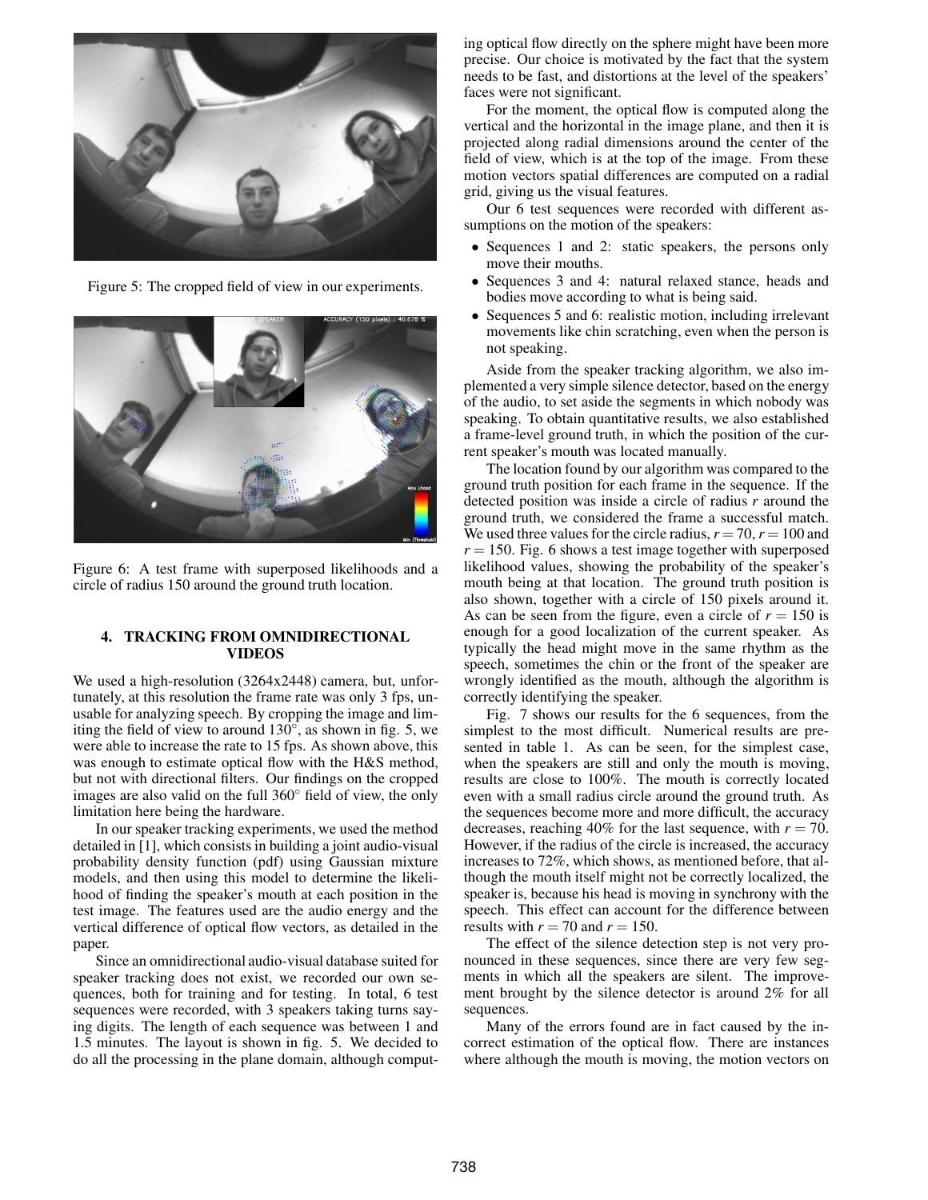Figure 5: The cropped field of view in our experiments.

Figure 6: A test frame with superposed likelihoods and a circle of radius 150 around the ground truth location.

## 4. TRACKING FROM OMNIDIRECTIONAL VIDEOS

We used a high-resolution (3264x2448) camera, but, unfortunately, at this resolution the frame rate was only 3 fps, unusable for analyzing speech. By cropping the image and limiting the field of view to around 130°, as shown in fig. 5, we were able to increase the rate to 15 fps. As shown above, this was enough to estimate optical flow with the H&S method, but not with directional filters. Our findings on the cropped images are also valid on the full 360° field of view, the only limitation here being the hardware.

In our speaker tracking experiments, we used the method detailed in [1], which consists in building a joint audio-visual probability density function (pdf) using Gaussian mixture models, and then using this model to determine the likelihood of finding the speaker's mouth at each position in the test image. The features used are the audio energy and the vertical difference of optical flow vectors, as detailed in the paper.

Since an omnidirectional audio-visual database suited for speaker tracking does not exist, we recorded our own sequences, both for training and for testing. In total, 6 test sequences were recorded, with 3 speakers taking turns saying digits. The length of each sequence was between 1 and 1.5 minutes. The layout is shown in fig. 5. We decided to do all the processing in the plane domain, although computing optical flow directly on the sphere might have been more precise. Our choice is motivated by the fact that the system needs to be fast, and distortions at the level of the speakers' faces were not significant.

For the moment, the optical flow is computed along the vertical and the horizontal in the image plane, and then it is projected along radial dimensions around the center of the field of view, which is at the top of the image. From these motion vectors spatial differences are computed on a radial grid, giving us the visual features.

Our 6 test sequences were recorded with different assumptions on the motion of the speakers:

- Sequences 1 and 2: static speakers, the persons only move their mouths.
- Sequences 3 and 4: natural relaxed stance, heads and bodies move according to what is being said.
- Sequences 5 and 6: realistic motion, including irrelevant movements like chin scratching, even when the person is not speaking.

Aside from the speaker tracking algorithm, we also implemented a very simple silence detector, based on the energy of the audio, to set aside the segments in which nobody was speaking. To obtain quantitative results, we also established a frame-level ground truth, in which the position of the current speaker's mouth was located manually.

The location found by our algorithm was compared to the ground truth position for each frame in the sequence. If the detected position was inside a circle of radius $r$ around the ground truth, we considered the frame a successful match. We used three values for the circle radius, $r = 70$, $r = 100$ and $r = 150$. Fig. 6 shows a test image together with superposed likelihood values, showing the probability of the speaker's mouth being at that location. The ground truth position is also shown, together with a circle of 150 pixels around it. As can be seen from the figure, even a circle of $r = 150$ is enough for a good localization of the current speaker. As typically the head might move in the same rhythm as the speech, sometimes the chin or the front of the speaker are wrongly identified as the mouth, although the algorithm is correctly identifying the speaker.

Fig. 7 shows our results for the 6 sequences, from the simplest to the most difficult. Numerical results are presented in table 1. As can be seen, for the simplest case, when the speakers are still and only the mouth is moving, results are close to 100%. The mouth is correctly located even with a small radius circle around the ground truth. As the sequences become more and more difficult, the accuracy decreases, reaching 40% for the last sequence, with $r = 70$. However, if the radius of the circle is increased, the accuracy increases to 72%, which shows, as mentioned before, that although the mouth itself might not be correctly localized, the speaker is, because his head is moving in synchrony with the speech. This effect can account for the difference between results with $r = 70$ and $r = 150$.

The effect of the silence detection step is not very pronounced in these sequences, since there are very few segments in which all the speakers are silent. The improvement brought by the silence detector is around 2% for all sequences.

Many of the errors found are in fact caused by the incorrect estimation of the optical flow. There are instances where although the mouth is moving, the motion vectors on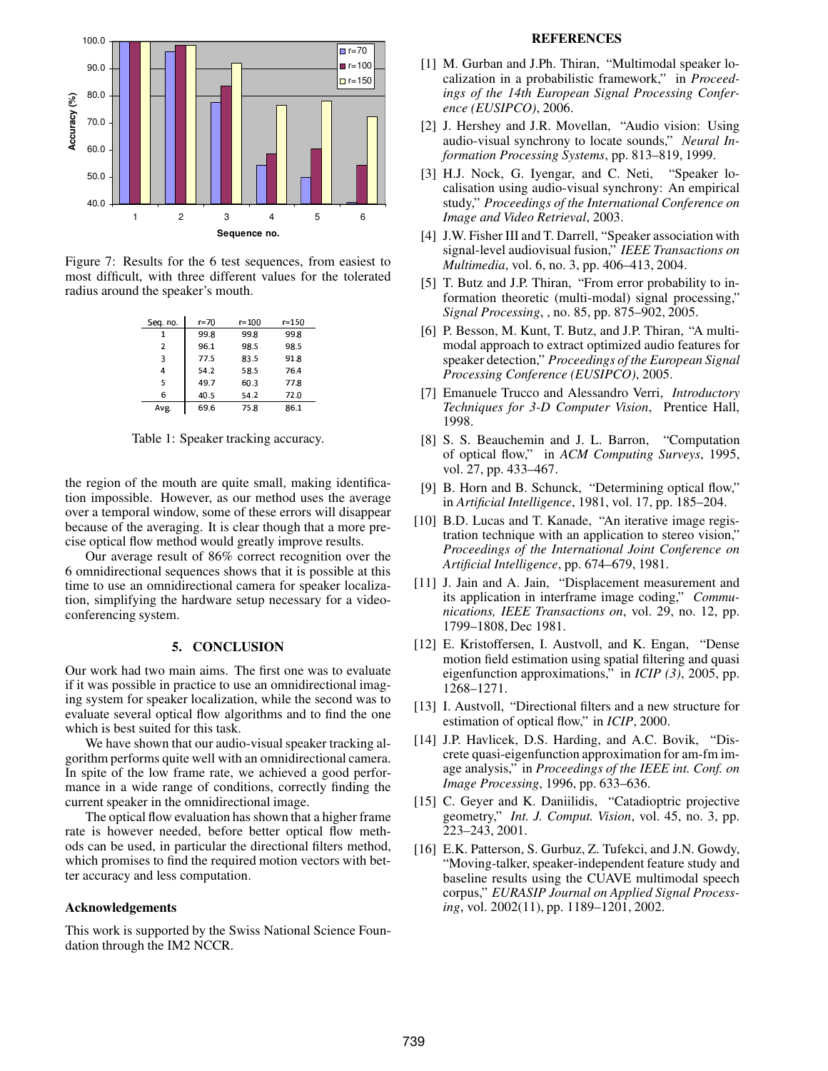100.0
90.0
80.0
70.0
60.0
50.0
40.0

Accuracy (%)

1 2 3 4 5 6

Sequence no.

r=70
r=100
r=150

Figure 7: Results for the 6 test sequences, from easiest to most difficult, with three different values for the tolerated radius around the speaker's mouth.

| Seq. no. | r=70 | r=100 | r=150 |
|---|---|---|---|
| 1 | 99.8 | 99.8 | 99.8 |
| 2 | 96.1 | 98.5 | 98.5 |
| 3 | 77.5 | 83.5 | 91.8 |
| 4 | 54.2 | 58.5 | 76.4 |
| 5 | 49.7 | 60.3 | 77.8 |
| 6 | 40.5 | 54.2 | 72.0 |
| Avg. | 69.6 | 75.8 | 86.1 |

Table 1: Speaker tracking accuracy.

the region of the mouth are quite small, making identification impossible. However, as our method uses the average over a temporal window, some of these errors will disappear because of the averaging. It is clear though that a more precise optical flow method would greatly improve results.

Our average result of 86% correct recognition over the 6 omnidirectional sequences shows that it is possible at this time to use an omnidirectional camera for speaker localization, simplifying the hardware setup necessary for a videoconferencing system.

## 5. CONCLUSION

Our work had two main aims. The first one was to evaluate if it was possible in practice to use an omnidirectional imaging system for speaker localization, while the second was to evaluate several optical flow algorithms and to find the one which is best suited for this task.

We have shown that our audio-visual speaker tracking algorithm performs quite well with an omnidirectional camera. In spite of the low frame rate, we achieved a good performance in a wide range of conditions, correctly finding the current speaker in the omnidirectional image.

The optical flow evaluation has shown that a higher frame rate is however needed, before better optical flow methods can be used, in particular the directional filters method, which promises to find the required motion vectors with better accuracy and less computation.

### Acknowledgements

This work is supported by the Swiss National Science Foundation through the IM2 NCCR.

## REFERENCES

[1] M. Gurban and J.Ph. Thiran, "Multimodal speaker localization in a probabilistic framework," in *Proceedings of the 14th European Signal Processing Conference (EUSIPCO)*, 2006.

[2] J. Hershey and J.R. Movellan, "Audio vision: Using audio-visual synchrony to locate sounds," *Neural Information Processing Systems*, pp. 813–819, 1999.

[3] H.J. Nock, G. Iyengar, and C. Neti, "Speaker localisation using audio-visual synchrony: An empirical study," *Proceedings of the International Conference on Image and Video Retrieval*, 2003.

[4] J.W. Fisher III and T. Darrell, "Speaker association with signal-level audiovisual fusion," *IEEE Transactions on Multimedia*, vol. 6, no. 3, pp. 406–413, 2004.

[5] T. Butz and J.P. Thiran, "From error probability to information theoretic (multi-modal) signal processing," *Signal Processing*, , no. 85, pp. 875–902, 2005.

[6] P. Besson, M. Kunt, T. Butz, and J.P. Thiran, "A multimodal approach to extract optimized audio features for speaker detection," *Proceedings of the European Signal Processing Conference (EUSIPCO)*, 2005.

[7] Emanuele Trucco and Alessandro Verri, *Introductory Techniques for 3-D Computer Vision*, Prentice Hall, 1998.

[8] S. S. Beauchemin and J. L. Barron, "Computation of optical flow," in *ACM Computing Surveys*, 1995, vol. 27, pp. 433–467.

[9] B. Horn and B. Schunck, "Determining optical flow," in *Artificial Intelligence*, 1981, vol. 17, pp. 185–204.

[10] B.D. Lucas and T. Kanade, "An iterative image registration technique with an application to stereo vision," *Proceedings of the International Joint Conference on Artificial Intelligence*, pp. 674–679, 1981.

[11] J. Jain and A. Jain, "Displacement measurement and its application in interframe image coding," *Communications, IEEE Transactions on*, vol. 29, no. 12, pp. 1799–1808, Dec 1981.

[12] E. Kristoffersen, I. Austvoll, and K. Engan, "Dense motion field estimation using spatial filtering and quasi eigenfunction approximations," in *ICIP (3)*, 2005, pp. 1268–1271.

[13] I. Austvoll, "Directional filters and a new structure for estimation of optical flow," in *ICIP*, 2000.

[14] J.P. Havlicek, D.S. Harding, and A.C. Bovik, "Discrete quasi-eigenfunction approximation for am-fm image analysis," in *Proceedings of the IEEE int. Conf. on Image Processing*, 1996, pp. 633–636.

[15] C. Geyer and K. Daniilidis, "Catadioptric projective geometry," *Int. J. Comput. Vision*, vol. 45, no. 3, pp. 223–243, 2001.

[16] E.K. Patterson, S. Gurbuz, Z. Tufekci, and J.N. Gowdy, "Moving-talker, speaker-independent feature study and baseline results using the CUAVE multimodal speech corpus," *EURASIP Journal on Applied Signal Processing*, vol. 2002(11), pp. 1189–1201, 2002.